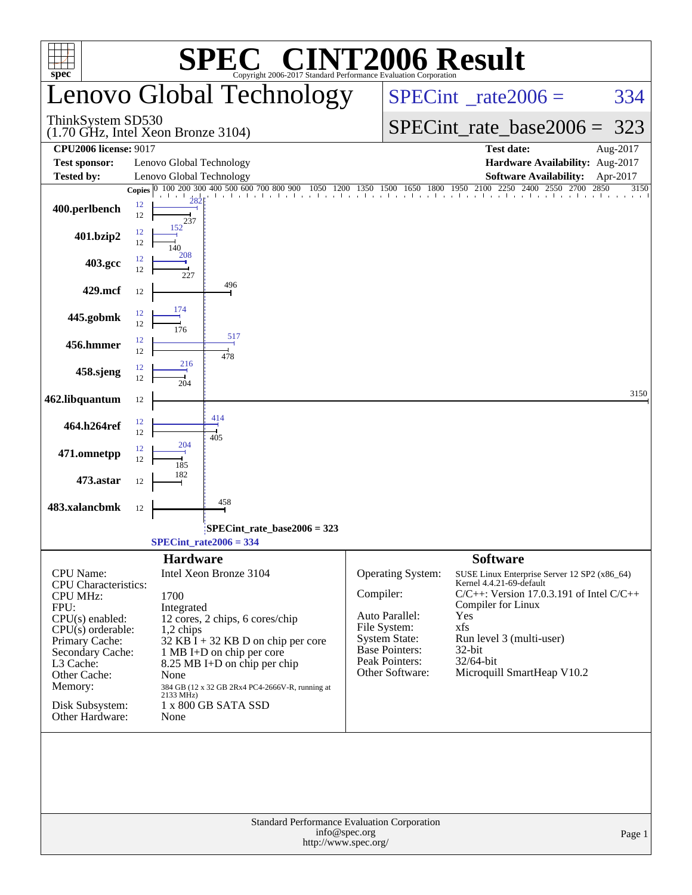# SPEC® CINT2006 Result

Copyright 2006-2017 Standard Performance Evaluation Corporation

## Lenovo Global Technology

ThinkSystem SD530
(1.70 GHz, Intel Xeon Bronze 3104)

SPECint_rate2006 = 334

SPECint_rate_base2006 = 323

| | | | |
|---|---|---|---|
| **CPU2006 license:** 9017 | | **Test date:** | Aug-2017 |
| **Test sponsor:** | Lenovo Global Technology | **Hardware Availability:** | Aug-2017 |
| **Tested by:** | Lenovo Global Technology | **Software Availability:** | Apr-2017 |

| Benchmark | Copies (peak) | Peak | Copies (base) | Base |
|---|---|---|---|---|
| 400.perlbench | 12 | 282 | 12 | 237 |
| 401.bzip2 | 12 | 152 | 12 | 140 |
| 403.gcc | 12 | 208 | 12 | 227 |
| 429.mcf | | | 12 | 496 |
| 445.gobmk | 12 | 174 | 12 | 176 |
| 456.hmmer | 12 | 517 | 12 | 478 |
| 458.sjeng | 12 | 216 | 12 | 204 |
| 462.libquantum | | | 12 | 3150 |
| 464.h264ref | 12 | 414 | 12 | 405 |
| 471.omnetpp | 12 | 204 | 12 | 185 |
| 473.astar | | | 12 | 182 |
| 483.xalancbmk | | | 12 | 458 |

SPECint_rate_base2006 = 323

SPECint_rate2006 = 334

### Hardware

| | |
|---|---|
| CPU Name: | Intel Xeon Bronze 3104 |
| CPU Characteristics: | |
| CPU MHz: | 1700 |
| FPU: | Integrated |
| CPU(s) enabled: | 12 cores, 2 chips, 6 cores/chip |
| CPU(s) orderable: | 1,2 chips |
| Primary Cache: | 32 KB I + 32 KB D on chip per core |
| Secondary Cache: | 1 MB I+D on chip per core |
| L3 Cache: | 8.25 MB I+D on chip per chip |
| Other Cache: | None |
| Memory: | 384 GB (12 x 32 GB 2Rx4 PC4-2666V-R, running at 2133 MHz) |
| Disk Subsystem: | 1 x 800 GB SATA SSD |
| Other Hardware: | None |

### Software

| | |
|---|---|
| Operating System: | SUSE Linux Enterprise Server 12 SP2 (x86_64) Kernel 4.4.21-69-default |
| Compiler: | C/C++: Version 17.0.3.191 of Intel C/C++ Compiler for Linux |
| Auto Parallel: | Yes |
| File System: | xfs |
| System State: | Run level 3 (multi-user) |
| Base Pointers: | 32-bit |
| Peak Pointers: | 32/64-bit |
| Other Software: | Microquill SmartHeap V10.2 |

Standard Performance Evaluation Corporation
info@spec.org
http://www.spec.org/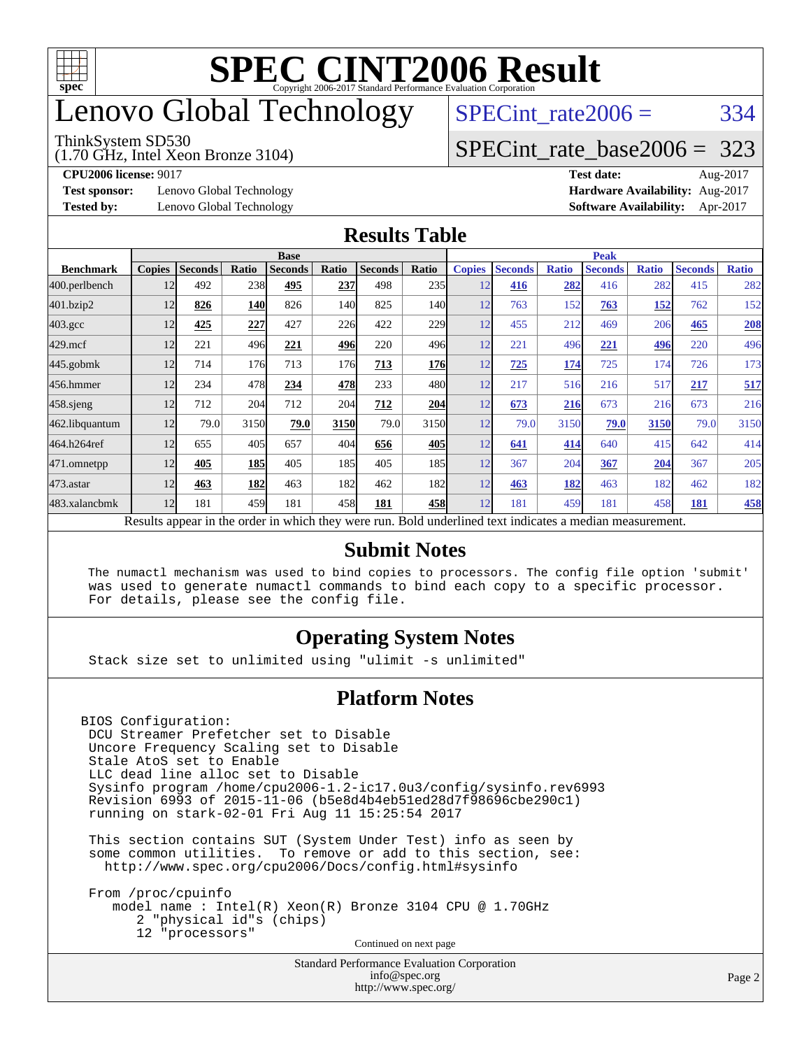# SPEC CINT2006 Result

Copyright 2006-2017 Standard Performance Evaluation Corporation

# Lenovo Global Technology

ThinkSystem SD530
(1.70 GHz, Intel Xeon Bronze 3104)

SPECint_rate2006 = 334

SPECint_rate_base2006 = 323

**CPU2006 license:** 9017

**Test sponsor:** Lenovo Global Technology

**Tested by:** Lenovo Global Technology

**Test date:** Aug-2017

**Hardware Availability:** Aug-2017

**Software Availability:** Apr-2017

## Results Table

| | Base | | | | | | | Peak | | | | | | |
|---|---|---|---|---|---|---|---|---|---|---|---|---|---|---|
| **Benchmark** | **Copies** | **Seconds** | **Ratio** | **Seconds** | **Ratio** | **Seconds** | **Ratio** | **Copies** | **Seconds** | **Ratio** | **Seconds** | **Ratio** | **Seconds** | **Ratio** |
| 400.perlbench | 12 | 492 | 238 | **495** | **237** | 498 | 235 | 12 | **416** | **282** | 416 | 282 | 415 | 282 |
| 401.bzip2 | 12 | **826** | **140** | 826 | 140 | 825 | 140 | 12 | 763 | 152 | **763** | **152** | 762 | 152 |
| 403.gcc | 12 | **425** | **227** | 427 | 226 | 422 | 229 | 12 | 455 | 212 | 469 | 206 | **465** | **208** |
| 429.mcf | 12 | 221 | 496 | **221** | **496** | 220 | 496 | 12 | 221 | 496 | **221** | **496** | 220 | 496 |
| 445.gobmk | 12 | 714 | 176 | 713 | 176 | **713** | **176** | 12 | **725** | **174** | 725 | 174 | 726 | 173 |
| 456.hmmer | 12 | 234 | 478 | **234** | **478** | 233 | 480 | 12 | 217 | 516 | 216 | 517 | **217** | **517** |
| 458.sjeng | 12 | 712 | 204 | 712 | 204 | **712** | **204** | 12 | **673** | **216** | 673 | 216 | 673 | 216 |
| 462.libquantum | 12 | 79.0 | 3150 | **79.0** | **3150** | 79.0 | 3150 | 12 | 79.0 | 3150 | **79.0** | **3150** | 79.0 | 3150 |
| 464.h264ref | 12 | 655 | 405 | 657 | 404 | **656** | **405** | 12 | **641** | **414** | 640 | 415 | 642 | 414 |
| 471.omnetpp | 12 | **405** | **185** | 405 | 185 | 405 | 185 | 12 | 367 | 204 | **367** | **204** | 367 | 205 |
| 473.astar | 12 | **463** | **182** | 463 | 182 | 462 | 182 | 12 | **463** | **182** | 463 | 182 | 462 | 182 |
| 483.xalancbmk | 12 | 181 | 459 | 181 | 458 | **181** | **458** | 12 | 181 | 459 | 181 | 458 | **181** | **458** |

Results appear in the order in which they were run. Bold underlined text indicates a median measurement.

## Submit Notes

```
The numactl mechanism was used to bind copies to processors. The config file option 'submit'
was used to generate numactl commands to bind each copy to a specific processor.
For details, please see the config file.
```

## Operating System Notes

```
Stack size set to unlimited using "ulimit -s unlimited"
```

## Platform Notes

```
BIOS Configuration:
 DCU Streamer Prefetcher set to Disable
 Uncore Frequency Scaling set to Disable
 Stale AtoS set to Enable
 LLC dead line alloc set to Disable
 Sysinfo program /home/cpu2006-1.2-ic17.0u3/config/sysinfo.rev6993
 Revision 6993 of 2015-11-06 (b5e8d4b4eb51ed28d7f98696cbe290c1)
 running on stark-02-01 Fri Aug 11 15:25:54 2017

 This section contains SUT (System Under Test) info as seen by
 some common utilities.  To remove or add to this section, see:
   http://www.spec.org/cpu2006/Docs/config.html#sysinfo

 From /proc/cpuinfo
    model name : Intel(R) Xeon(R) Bronze 3104 CPU @ 1.70GHz
       2 "physical id"s (chips)
       12 "processors"
```

Continued on next page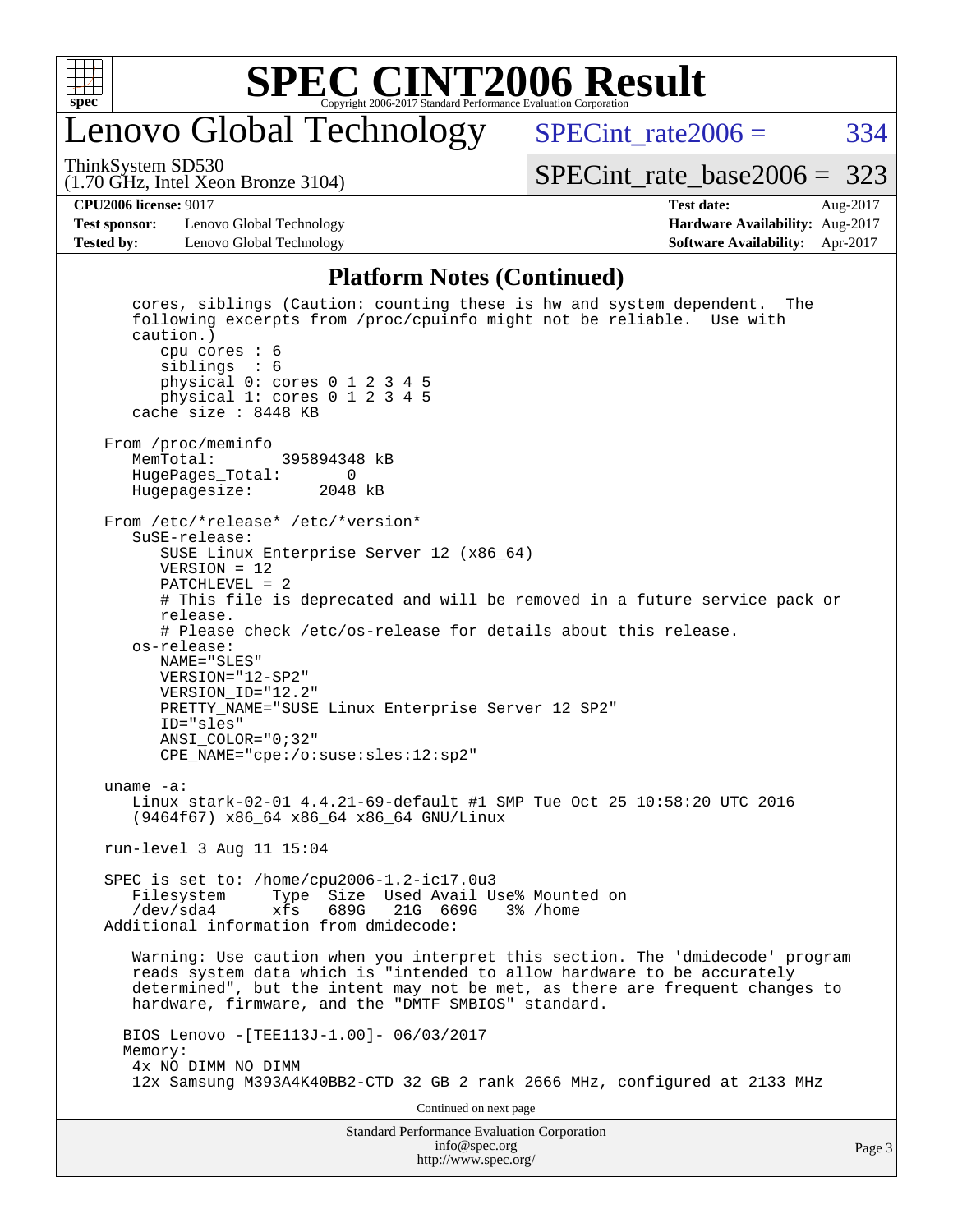# SPEC CINT2006 Result

## Lenovo Global Technology

ThinkSystem SD530
(1.70 GHz, Intel Xeon Bronze 3104)

SPECint_rate2006 = 334

SPECint_rate_base2006 = 323

**CPU2006 license:** 9017
**Test sponsor:** Lenovo Global Technology
**Tested by:** Lenovo Global Technology

**Test date:** Aug-2017
**Hardware Availability:** Aug-2017
**Software Availability:** Apr-2017

### Platform Notes (Continued)

```
      cores, siblings (Caution: counting these is hw and system dependent.  The
      following excerpts from /proc/cpuinfo might not be reliable.  Use with
      caution.)
         cpu cores : 6
         siblings  : 6
         physical 0: cores 0 1 2 3 4 5
         physical 1: cores 0 1 2 3 4 5
      cache size : 8448 KB

   From /proc/meminfo
      MemTotal:       395894348 kB
      HugePages_Total:       0
      Hugepagesize:       2048 kB

   From /etc/*release* /etc/*version*
      SuSE-release:
         SUSE Linux Enterprise Server 12 (x86_64)
         VERSION = 12
         PATCHLEVEL = 2
         # This file is deprecated and will be removed in a future service pack or
         release.
         # Please check /etc/os-release for details about this release.
      os-release:
         NAME="SLES"
         VERSION="12-SP2"
         VERSION_ID="12.2"
         PRETTY_NAME="SUSE Linux Enterprise Server 12 SP2"
         ID="sles"
         ANSI_COLOR="0;32"
         CPE_NAME="cpe:/o:suse:sles:12:sp2"

   uname -a:
      Linux stark-02-01 4.4.21-69-default #1 SMP Tue Oct 25 10:58:20 UTC 2016
      (9464f67) x86_64 x86_64 x86_64 GNU/Linux

   run-level 3 Aug 11 15:04

   SPEC is set to: /home/cpu2006-1.2-ic17.0u3
      Filesystem     Type  Size  Used Avail Use% Mounted on
      /dev/sda4      xfs   689G   21G  669G   3% /home
   Additional information from dmidecode:

      Warning: Use caution when you interpret this section. The 'dmidecode' program
      reads system data which is "intended to allow hardware to be accurately
      determined", but the intent may not be met, as there are frequent changes to
      hardware, firmware, and the "DMTF SMBIOS" standard.

     BIOS Lenovo -[TEE113J-1.00]- 06/03/2017
     Memory:
      4x NO DIMM NO DIMM
      12x Samsung M393A4K40BB2-CTD 32 GB 2 rank 2666 MHz, configured at 2133 MHz
```

Continued on next page

Standard Performance Evaluation Corporation
info@spec.org
http://www.spec.org/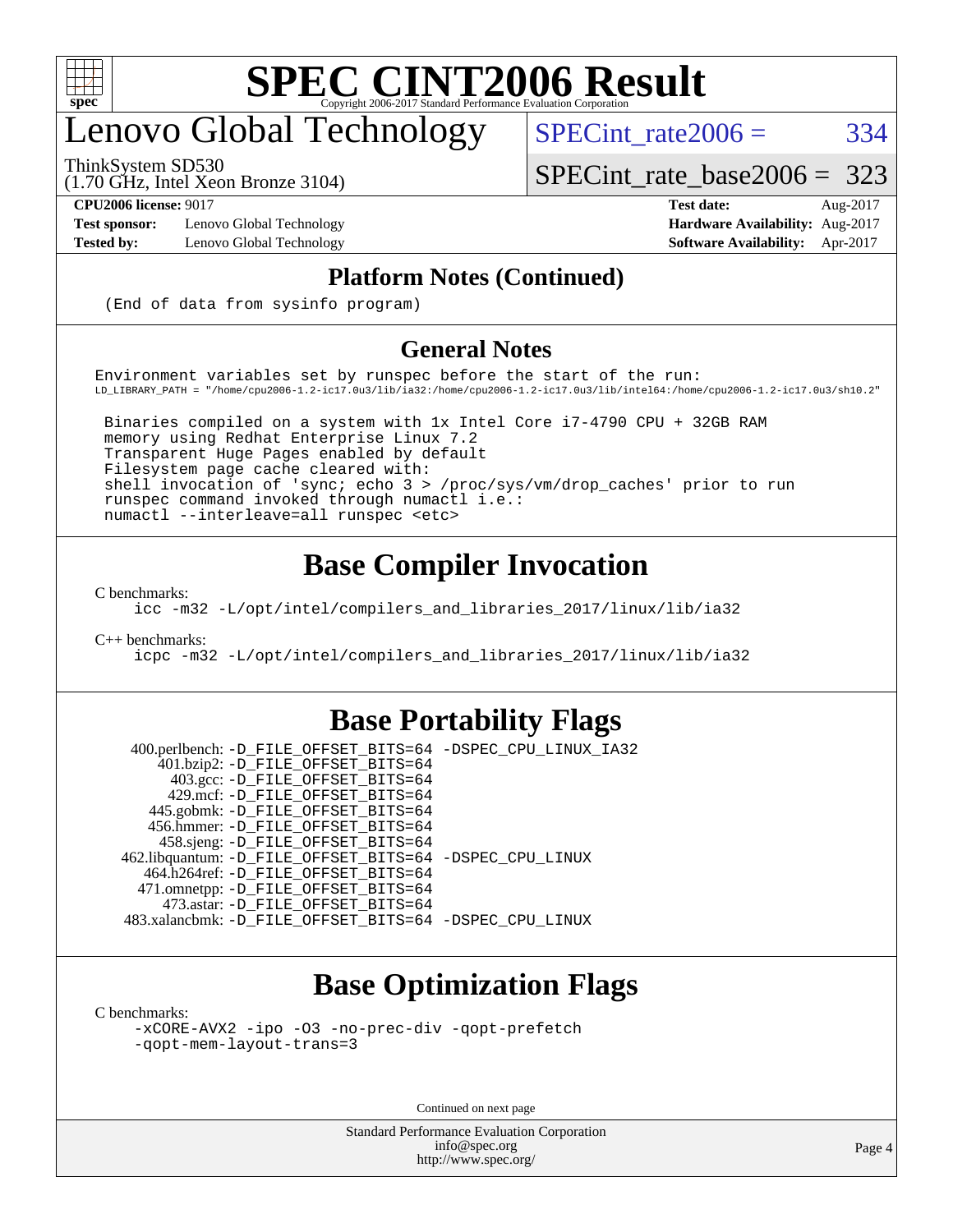# SPEC CINT2006 Result

## Lenovo Global Technology

ThinkSystem SD530
(1.70 GHz, Intel Xeon Bronze 3104)

SPECint_rate2006 = 334

SPECint_rate_base2006 = 323

**CPU2006 license:** 9017
**Test sponsor:** Lenovo Global Technology
**Tested by:** Lenovo Global Technology

**Test date:** Aug-2017
**Hardware Availability:** Aug-2017
**Software Availability:** Apr-2017

## Platform Notes (Continued)

```
(End of data from sysinfo program)
```

## General Notes

```
Environment variables set by runspec before the start of the run:
LD_LIBRARY_PATH = "/home/cpu2006-1.2-ic17.0u3/lib/ia32:/home/cpu2006-1.2-ic17.0u3/lib/intel64:/home/cpu2006-1.2-ic17.0u3/sh10.2"

 Binaries compiled on a system with 1x Intel Core i7-4790 CPU + 32GB RAM
 memory using Redhat Enterprise Linux 7.2
 Transparent Huge Pages enabled by default
 Filesystem page cache cleared with:
 shell invocation of 'sync; echo 3 > /proc/sys/vm/drop_caches' prior to run
 runspec command invoked through numactl i.e.:
 numactl --interleave=all runspec <etc>
```

## Base Compiler Invocation

C benchmarks:

```
icc -m32 -L/opt/intel/compilers_and_libraries_2017/linux/lib/ia32
```

C++ benchmarks:

```
icpc -m32 -L/opt/intel/compilers_and_libraries_2017/linux/lib/ia32
```

## Base Portability Flags

```
 400.perlbench: -D_FILE_OFFSET_BITS=64 -DSPEC_CPU_LINUX_IA32
     401.bzip2: -D_FILE_OFFSET_BITS=64
       403.gcc: -D_FILE_OFFSET_BITS=64
       429.mcf: -D_FILE_OFFSET_BITS=64
     445.gobmk: -D_FILE_OFFSET_BITS=64
     456.hmmer: -D_FILE_OFFSET_BITS=64
     458.sjeng: -D_FILE_OFFSET_BITS=64
462.libquantum: -D_FILE_OFFSET_BITS=64 -DSPEC_CPU_LINUX
   464.h264ref: -D_FILE_OFFSET_BITS=64
   471.omnetpp: -D_FILE_OFFSET_BITS=64
     473.astar: -D_FILE_OFFSET_BITS=64
 483.xalancbmk: -D_FILE_OFFSET_BITS=64 -DSPEC_CPU_LINUX
```

## Base Optimization Flags

C benchmarks:

```
-xCORE-AVX2 -ipo -O3 -no-prec-div -qopt-prefetch
-qopt-mem-layout-trans=3
```

Continued on next page

Standard Performance Evaluation Corporation
info@spec.org
http://www.spec.org/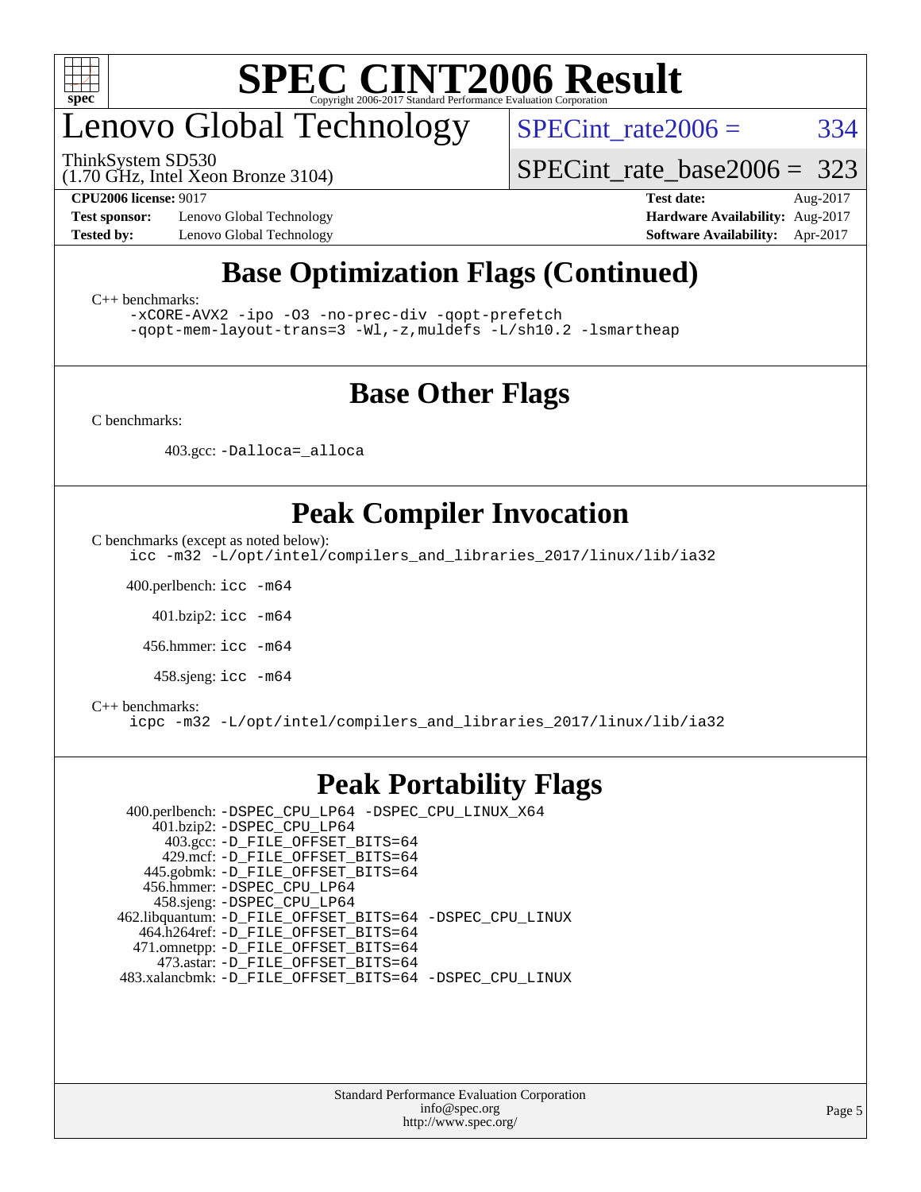## Base Optimization Flags (Continued)

C++ benchmarks:

```
-xCORE-AVX2 -ipo -O3 -no-prec-div -qopt-prefetch
-qopt-mem-layout-trans=3 -Wl,-z,muldefs -L/sh10.2 -lsmartheap
```

## Base Other Flags

C benchmarks:

403.gcc: `-Dalloca=_alloca`

## Peak Compiler Invocation

C benchmarks (except as noted below):

```
icc -m32 -L/opt/intel/compilers_and_libraries_2017/linux/lib/ia32
```

400.perlbench: `icc -m64`

401.bzip2: `icc -m64`

456.hmmer: `icc -m64`

458.sjeng: `icc -m64`

C++ benchmarks:

```
icpc -m32 -L/opt/intel/compilers_and_libraries_2017/linux/lib/ia32
```

## Peak Portability Flags

400.perlbench: `-DSPEC_CPU_LP64 -DSPEC_CPU_LINUX_X64`
401.bzip2: `-DSPEC_CPU_LP64`
403.gcc: `-D_FILE_OFFSET_BITS=64`
429.mcf: `-D_FILE_OFFSET_BITS=64`
445.gobmk: `-D_FILE_OFFSET_BITS=64`
456.hmmer: `-DSPEC_CPU_LP64`
458.sjeng: `-DSPEC_CPU_LP64`
462.libquantum: `-D_FILE_OFFSET_BITS=64 -DSPEC_CPU_LINUX`
464.h264ref: `-D_FILE_OFFSET_BITS=64`
471.omnetpp: `-D_FILE_OFFSET_BITS=64`
473.astar: `-D_FILE_OFFSET_BITS=64`
483.xalancbmk: `-D_FILE_OFFSET_BITS=64 -DSPEC_CPU_LINUX`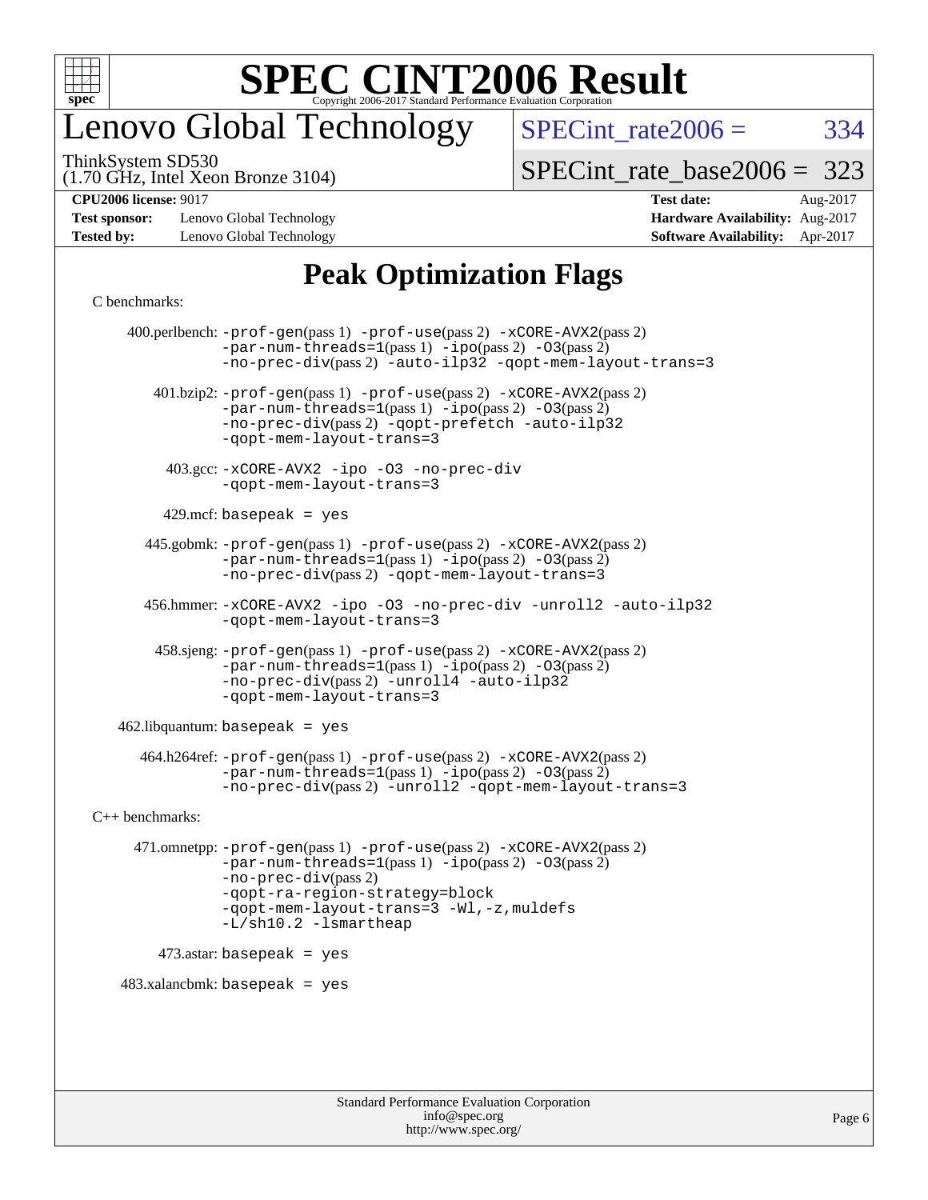# SPEC CINT2006 Result

Copyright 2006-2017 Standard Performance Evaluation Corporation

# Lenovo Global Technology

ThinkSystem SD530
(1.70 GHz, Intel Xeon Bronze 3104)

SPECint_rate2006 = 334

SPECint_rate_base2006 = 323

| | | | |
|---|---|---|---|
| **CPU2006 license:** 9017 | | **Test date:** | Aug-2017 |
| **Test sponsor:** | Lenovo Global Technology | **Hardware Availability:** | Aug-2017 |
| **Tested by:** | Lenovo Global Technology | **Software Availability:** | Apr-2017 |

## Peak Optimization Flags

C benchmarks:

400.perlbench: -prof-gen(pass 1) -prof-use(pass 2) -xCORE-AVX2(pass 2) -par-num-threads=1(pass 1) -ipo(pass 2) -O3(pass 2) -no-prec-div(pass 2) -auto-ilp32 -qopt-mem-layout-trans=3

401.bzip2: -prof-gen(pass 1) -prof-use(pass 2) -xCORE-AVX2(pass 2) -par-num-threads=1(pass 1) -ipo(pass 2) -O3(pass 2) -no-prec-div(pass 2) -qopt-prefetch -auto-ilp32 -qopt-mem-layout-trans=3

403.gcc: -xCORE-AVX2 -ipo -O3 -no-prec-div -qopt-mem-layout-trans=3

429.mcf: basepeak = yes

445.gobmk: -prof-gen(pass 1) -prof-use(pass 2) -xCORE-AVX2(pass 2) -par-num-threads=1(pass 1) -ipo(pass 2) -O3(pass 2) -no-prec-div(pass 2) -qopt-mem-layout-trans=3

456.hmmer: -xCORE-AVX2 -ipo -O3 -no-prec-div -unroll2 -auto-ilp32 -qopt-mem-layout-trans=3

458.sjeng: -prof-gen(pass 1) -prof-use(pass 2) -xCORE-AVX2(pass 2) -par-num-threads=1(pass 1) -ipo(pass 2) -O3(pass 2) -no-prec-div(pass 2) -unroll4 -auto-ilp32 -qopt-mem-layout-trans=3

462.libquantum: basepeak = yes

464.h264ref: -prof-gen(pass 1) -prof-use(pass 2) -xCORE-AVX2(pass 2) -par-num-threads=1(pass 1) -ipo(pass 2) -O3(pass 2) -no-prec-div(pass 2) -unroll2 -qopt-mem-layout-trans=3

C++ benchmarks:

471.omnetpp: -prof-gen(pass 1) -prof-use(pass 2) -xCORE-AVX2(pass 2) -par-num-threads=1(pass 1) -ipo(pass 2) -O3(pass 2) -no-prec-div(pass 2) -qopt-ra-region-strategy=block -qopt-mem-layout-trans=3 -Wl,-z,muldefs -L/sh10.2 -lsmartheap

473.astar: basepeak = yes

483.xalancbmk: basepeak = yes

Standard Performance Evaluation Corporation
info@spec.org
http://www.spec.org/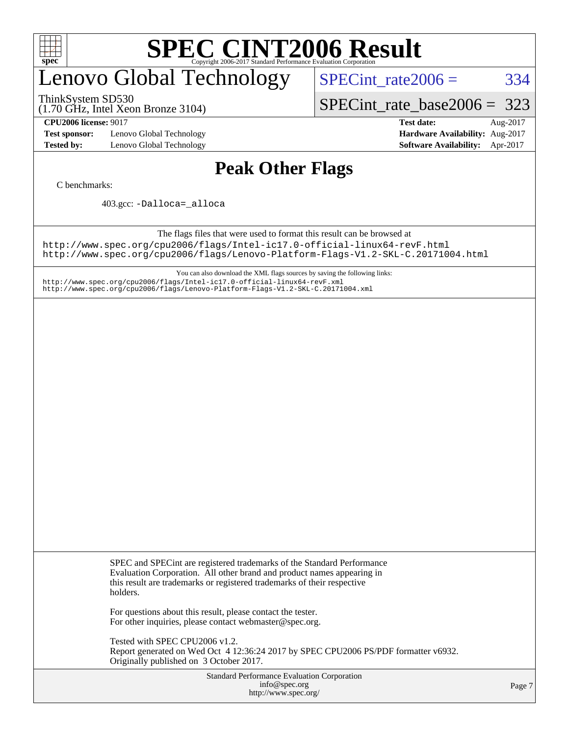# Peak Other Flags

C benchmarks:

403.gcc: -Dalloca=_alloca

The flags files that were used to format this result can be browsed at
http://www.spec.org/cpu2006/flags/Intel-ic17.0-official-linux64-revF.html
http://www.spec.org/cpu2006/flags/Lenovo-Platform-Flags-V1.2-SKL-C.20171004.html

You can also download the XML flags sources by saving the following links:
http://www.spec.org/cpu2006/flags/Intel-ic17.0-official-linux64-revF.xml
http://www.spec.org/cpu2006/flags/Lenovo-Platform-Flags-V1.2-SKL-C.20171004.xml

SPEC and SPECint are registered trademarks of the Standard Performance Evaluation Corporation. All other brand and product names appearing in this result are trademarks or registered trademarks of their respective holders.

For questions about this result, please contact the tester.
For other inquiries, please contact webmaster@spec.org.

Tested with SPEC CPU2006 v1.2.
Report generated on Wed Oct 4 12:36:24 2017 by SPEC CPU2006 PS/PDF formatter v6932.
Originally published on 3 October 2017.